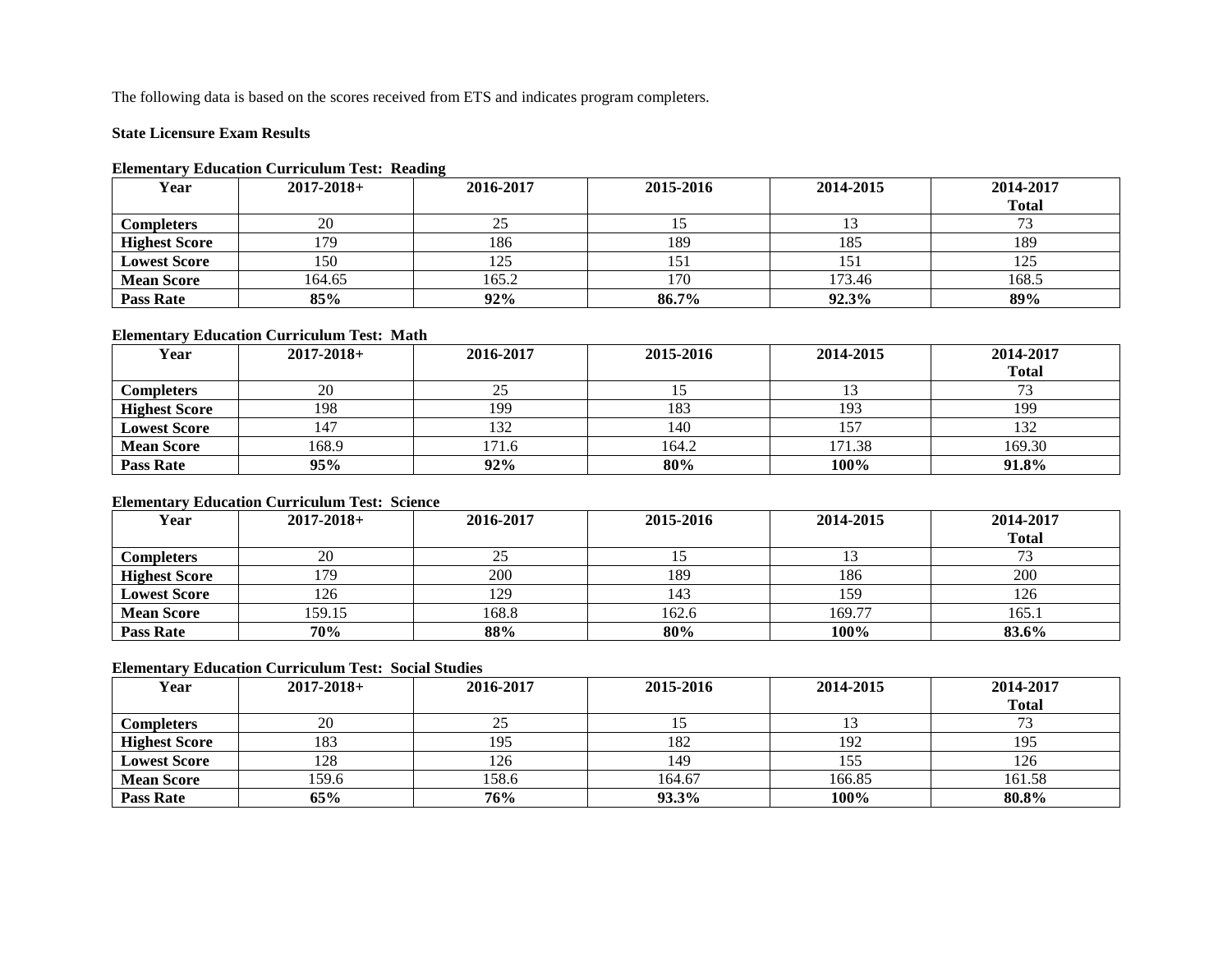The following data is based on the scores received from ETS and indicates program completers.

**State Licensure Exam Results**

**Elementary Education Curriculum Test: Reading**

| Year | 2017-2018+ | 2016-2017 | 2015-2016 | 2014-2015 | 2014-2017 Total |
|---|---|---|---|---|---|
| **Completers** | 20 | 25 | 15 | 13 | 73 |
| **Highest Score** | 179 | 186 | 189 | 185 | 189 |
| **Lowest Score** | 150 | 125 | 151 | 151 | 125 |
| **Mean Score** | 164.65 | 165.2 | 170 | 173.46 | 168.5 |
| **Pass Rate** | **85%** | **92%** | **86.7%** | **92.3%** | **89%** |

**Elementary Education Curriculum Test: Math**

| Year | 2017-2018+ | 2016-2017 | 2015-2016 | 2014-2015 | 2014-2017 Total |
|---|---|---|---|---|---|
| **Completers** | 20 | 25 | 15 | 13 | 73 |
| **Highest Score** | 198 | 199 | 183 | 193 | 199 |
| **Lowest Score** | 147 | 132 | 140 | 157 | 132 |
| **Mean Score** | 168.9 | 171.6 | 164.2 | 171.38 | 169.30 |
| **Pass Rate** | **95%** | **92%** | **80%** | **100%** | **91.8%** |

**Elementary Education Curriculum Test: Science**

| Year | 2017-2018+ | 2016-2017 | 2015-2016 | 2014-2015 | 2014-2017 Total |
|---|---|---|---|---|---|
| **Completers** | 20 | 25 | 15 | 13 | 73 |
| **Highest Score** | 179 | 200 | 189 | 186 | 200 |
| **Lowest Score** | 126 | 129 | 143 | 159 | 126 |
| **Mean Score** | 159.15 | 168.8 | 162.6 | 169.77 | 165.1 |
| **Pass Rate** | **70%** | **88%** | **80%** | **100%** | **83.6%** |

**Elementary Education Curriculum Test: Social Studies**

| Year | 2017-2018+ | 2016-2017 | 2015-2016 | 2014-2015 | 2014-2017 Total |
|---|---|---|---|---|---|
| **Completers** | 20 | 25 | 15 | 13 | 73 |
| **Highest Score** | 183 | 195 | 182 | 192 | 195 |
| **Lowest Score** | 128 | 126 | 149 | 155 | 126 |
| **Mean Score** | 159.6 | 158.6 | 164.67 | 166.85 | 161.58 |
| **Pass Rate** | **65%** | **76%** | **93.3%** | **100%** | **80.8%** |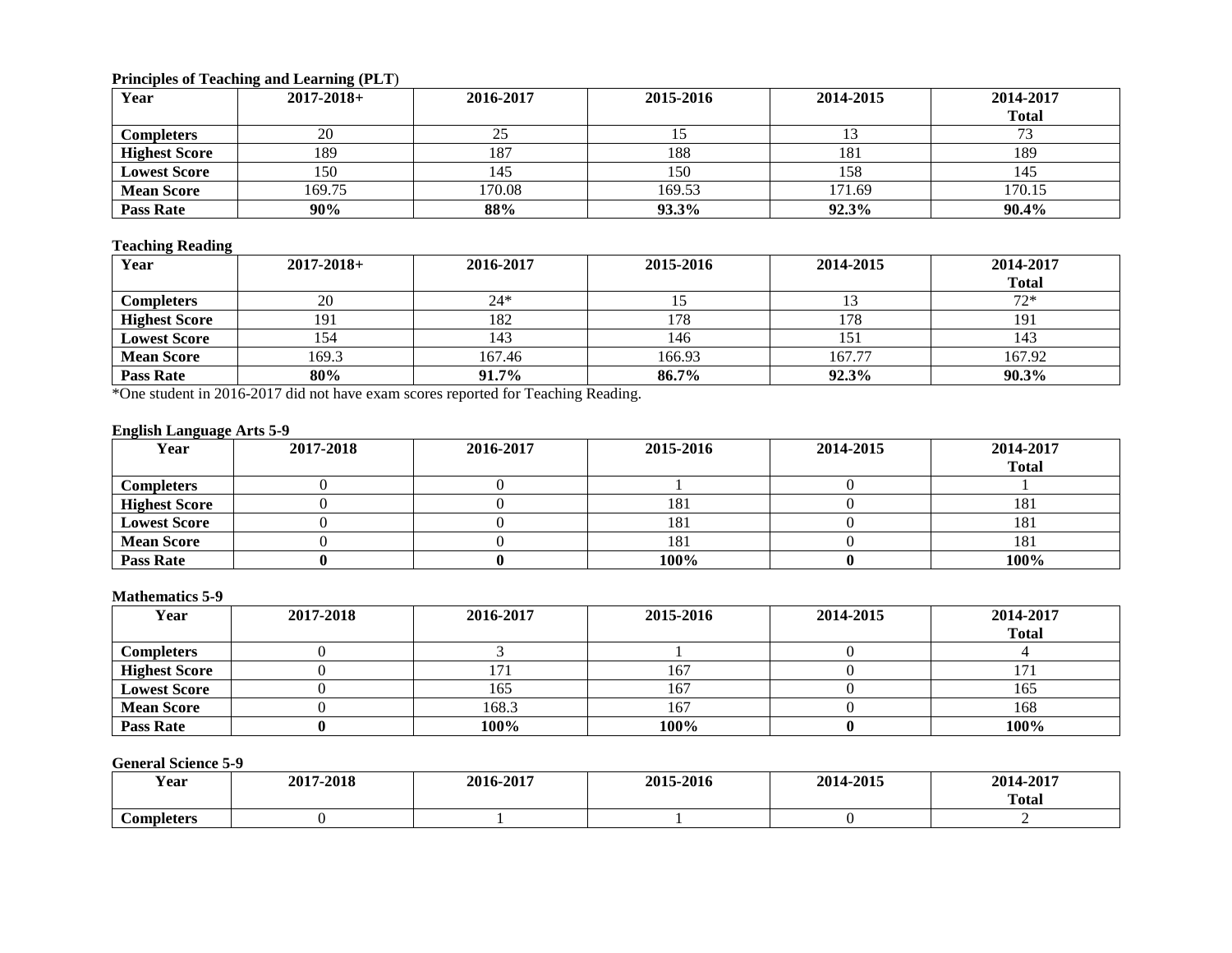**Principles of Teaching and Learning (PLT)**

| Year | 2017-2018+ | 2016-2017 | 2015-2016 | 2014-2015 | 2014-2017 Total |
|---|---|---|---|---|---|
| **Completers** | 20 | 25 | 15 | 13 | 73 |
| **Highest Score** | 189 | 187 | 188 | 181 | 189 |
| **Lowest Score** | 150 | 145 | 150 | 158 | 145 |
| **Mean Score** | 169.75 | 170.08 | 169.53 | 171.69 | 170.15 |
| **Pass Rate** | **90%** | **88%** | **93.3%** | **92.3%** | **90.4%** |

**Teaching Reading**

| Year | 2017-2018+ | 2016-2017 | 2015-2016 | 2014-2015 | 2014-2017 Total |
|---|---|---|---|---|---|
| **Completers** | 20 | 24* | 15 | 13 | 72* |
| **Highest Score** | 191 | 182 | 178 | 178 | 191 |
| **Lowest Score** | 154 | 143 | 146 | 151 | 143 |
| **Mean Score** | 169.3 | 167.46 | 166.93 | 167.77 | 167.92 |
| **Pass Rate** | **80%** | **91.7%** | **86.7%** | **92.3%** | **90.3%** |

*One student in 2016-2017 did not have exam scores reported for Teaching Reading.

**English Language Arts 5-9**

| Year | 2017-2018 | 2016-2017 | 2015-2016 | 2014-2015 | 2014-2017 Total |
|---|---|---|---|---|---|
| **Completers** | 0 | 0 | 1 | 0 | 1 |
| **Highest Score** | 0 | 0 | 181 | 0 | 181 |
| **Lowest Score** | 0 | 0 | 181 | 0 | 181 |
| **Mean Score** | 0 | 0 | 181 | 0 | 181 |
| **Pass Rate** | **0** | **0** | **100%** | **0** | **100%** |

**Mathematics 5-9**

| Year | 2017-2018 | 2016-2017 | 2015-2016 | 2014-2015 | 2014-2017 Total |
|---|---|---|---|---|---|
| **Completers** | 0 | 3 | 1 | 0 | 4 |
| **Highest Score** | 0 | 171 | 167 | 0 | 171 |
| **Lowest Score** | 0 | 165 | 167 | 0 | 165 |
| **Mean Score** | 0 | 168.3 | 167 | 0 | 168 |
| **Pass Rate** | **0** | **100%** | **100%** | **0** | **100%** |

**General Science 5-9**

| Year | 2017-2018 | 2016-2017 | 2015-2016 | 2014-2015 | 2014-2017 Total |
|---|---|---|---|---|---|
| **Completers** | 0 | 1 | 1 | 0 | 2 |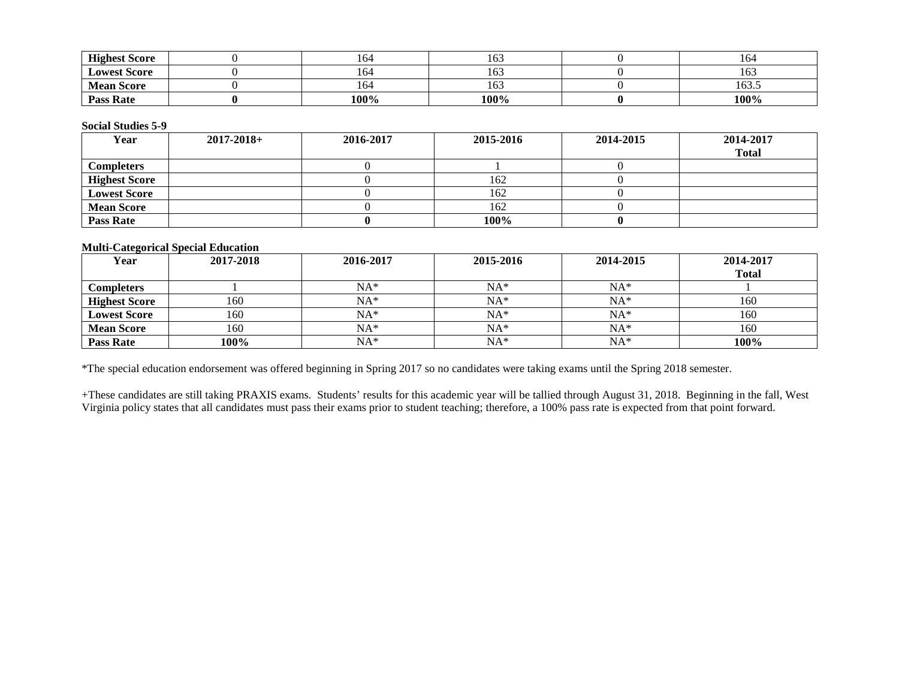| | | | | | |
|---|---|---|---|---|---|
| **Highest Score** | 0 | 164 | 163 | 0 | 164 |
| **Lowest Score** | 0 | 164 | 163 | 0 | 163 |
| **Mean Score** | 0 | 164 | 163 | 0 | 163.5 |
| **Pass Rate** | **0** | **100%** | **100%** | **0** | **100%** |

**Social Studies 5-9**

| Year | 2017-2018+ | 2016-2017 | 2015-2016 | 2014-2015 | 2014-2017 Total |
|---|---|---|---|---|---|
| **Completers** | | 0 | 1 | 0 | |
| **Highest Score** | | 0 | 162 | 0 | |
| **Lowest Score** | | 0 | 162 | 0 | |
| **Mean Score** | | 0 | 162 | 0 | |
| **Pass Rate** | | **0** | **100%** | **0** | |

**Multi-Categorical Special Education**

| Year | 2017-2018 | 2016-2017 | 2015-2016 | 2014-2015 | 2014-2017 Total |
|---|---|---|---|---|---|
| **Completers** | 1 | NA* | NA* | NA* | 1 |
| **Highest Score** | 160 | NA* | NA* | NA* | 160 |
| **Lowest Score** | 160 | NA* | NA* | NA* | 160 |
| **Mean Score** | 160 | NA* | NA* | NA* | 160 |
| **Pass Rate** | **100%** | NA* | NA* | NA* | **100%** |

*The special education endorsement was offered beginning in Spring 2017 so no candidates were taking exams until the Spring 2018 semester.

+These candidates are still taking PRAXIS exams. Students' results for this academic year will be tallied through August 31, 2018. Beginning in the fall, West Virginia policy states that all candidates must pass their exams prior to student teaching; therefore, a 100% pass rate is expected from that point forward.